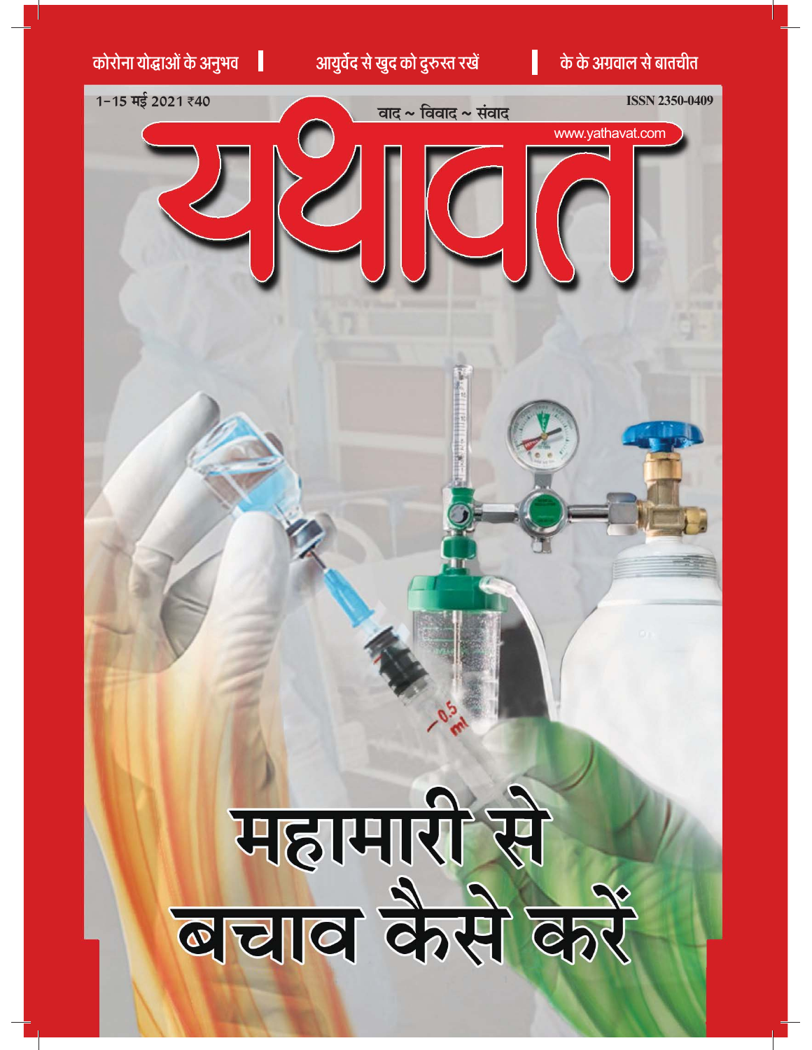कोरोना योद्धाओं के अनुभव | आयुर्वेद से खुद को दुरुस्त रखें | के के अग्रवाल से बातचीत

1-15 मई 2021 ₹40

ISSN 2350-0409

वाद ~ विवाद ~ संवाद

www.yathavat.com

# यथावत

# महामारी से बचाव कैसे करें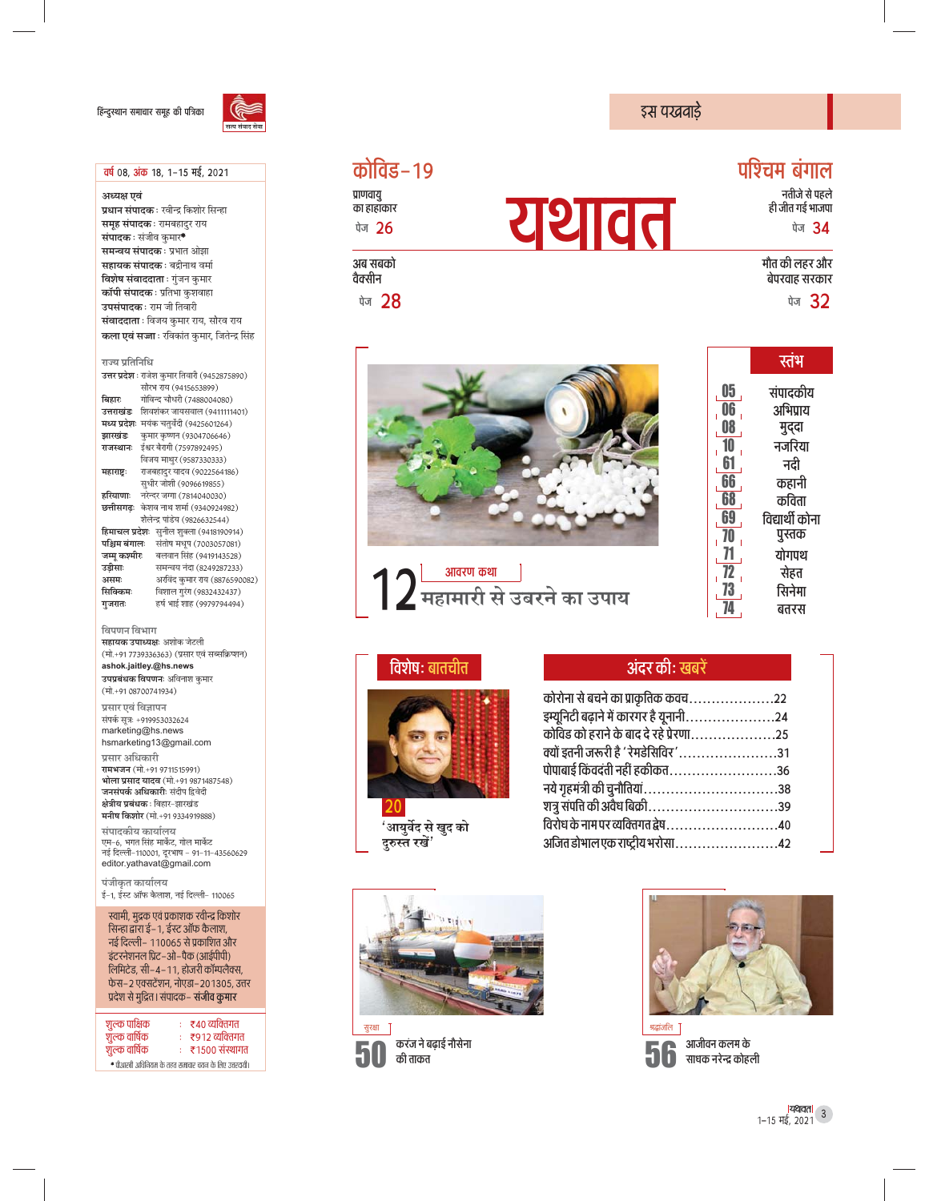हिन्दुस्तान समाचार समूह की पत्रिका

सत्य संवाद सेवा

# यथावत

## इस पखवाड़े

वर्ष 08, अंक 18, 1-15 मई, 2021

अध्यक्ष एवं
**प्रधान संपादक** : रवीन्द्र किशोर सिन्हा
**समूह संपादक** : रामबहादुर राय
**संपादक** : संजीव कुमार*
**समन्वय संपादक** : प्रभात ओझा
**सहायक संपादक** : बद्रीनाथ वर्मा
**विशेष संवाददाता** : गुंजन कुमार
**कॉपी संपादक** : प्रतिभा कुशवाहा
**उपसंपादक** : राम जी तिवारी
**संवाददाता** : विजय कुमार राय, सौरव राय
**कला एवं सज्जा** : रविकांत कुमार, जितेन्द्र सिंह

राज्य प्रतिनिधि

**उत्तर प्रदेश** : राजेश कुमार तिवारी (9452875890)
सौरभ राय (9415653899)
**बिहार**: गोविन्द चौधरी (7488004080)
**उत्तराखंड**: शिवशंकर जायसवाल (9411111401)
**मध्य प्रदेश**: मयंक चतुर्वेदी (9425601264)
**झारखंड**: कुमार कृष्णन (9304706646)
**राजस्थान**: ईश्वर बैरागी (7597892495)
विजय माथुर (9587330333)
**महाराष्ट्र**: राजबहादुर यादव (9022564186)
सुधीर जोशी (9096619855)
**हरियाणा**: नरेन्द्र जग्गा (7814040030)
**छत्तीसगढ़**: केशव नाथ शर्मा (9340924982)
शैलेन्द्र पांडेय (9826632544)
**हिमाचल प्रदेश**: सुनील शुक्ला (9418190914)
**पश्चिम बंगाल**: संतोष मधुप (7003057081)
**जम्मू कश्मीर**: बलवान सिंह (9419143528)
**उड़ीसा**: समन्वय नंदा (8249287233)
**असम**: अरविंद कुमार राय (8876590082)
**सिक्किम**: विशाल गुरुंग (9832432437)
**गुजरात**: हर्ष भाई शाह (9979794494)

विपणन विभाग
**सहायक उपाध्यक्ष**: अशोक जेटली
(मो.+91 7739336363) (प्रसार एवं सब्सक्रिप्शन)
ashok.jaitley.@hs.news
**उपप्रबंधक विपणन**: अविनाश कुमार
(मो.+91 08700741934)

प्रसार एवं विज्ञापन
संपर्क सूत्र: +919953032624
marketing@hs.news
hsmarketing13@gmail.com

प्रसार अधिकारी
**रामभजन** (मो.+91 9711515991)
**भोला प्रसाद यादव** (मो.+91 9871487548)
**जनसंपर्क अधिकारी**: संदीप द्विवेदी
**क्षेत्रीय प्रबंधक** : बिहार-झारखंड
**मनीष किशोर** (मो.+91 9334919888)

संपादकीय कार्यालय
एम-6, भगत सिंह मार्केट, गोल मार्केट
नई दिल्ली-110001, दूरभाष - 91-11-43560629
editor.yathavat@gmail.com

पंजीकृत कार्यालय
ई-1, ईस्ट ऑफ कैलाश, नई दिल्ली- 110065

स्वामी, मुद्रक एवं प्रकाशक रवीन्द्र किशोर सिन्हा द्वारा ई-1, ईस्ट ऑफ कैलाश, नई दिल्ली- 110065 से प्रकाशित और इंटरनेशनल प्रिंट-ओ-पैक (आईपीपी) लिमिटेड, सी-4-11, होजरी कॉम्पलैक्स, फेस-2 एक्सटेंशन, नोएडा-201305, उत्तर प्रदेश से मुद्रित। संपादक- **संजीव कुमार**

| | | |
|---|---|---|
| शुल्क पाक्षिक | : | ₹40 व्यक्तिगत |
| शुल्क वार्षिक | : | ₹912 व्यक्तिगत |
| शुल्क वार्षिक | : | ₹1500 संस्थागत |

* पीआरबी अधिनियम के तहत समाचार चयन के लिए उत्तरदायी।

### कोविड-19

प्राणवायु का हाहाकार
पेज 26

अब सबको वैक्सीन
पेज 28

### पश्चिम बंगाल

नतीजे से पहले ही जीत गई भाजपा
पेज 34

मौत की लहर और बेपरवाह सरकार
पेज 32

### आवरण कथा

12 महामारी से उबरने का उपाय

### स्तंभ

| | |
|---|---|
| 05 | संपादकीय |
| 06 | अभिप्राय |
| 08 | मुद्दा |
| 10 | नजरिया |
| 61 | नदी |
| 66 | कहानी |
| 68 | कविता |
| 69 | विद्यार्थी कोना |
| 70 | पुस्तक |
| 71 | योगपथ |
| 72 | सेहत |
| 73 | सिनेमा |
| 74 | बतरस |

### विशेष: बातचीत

20 'आयुर्वेद से खुद को दुरुस्त रखें'

### अंदर की: खबरें

कोरोना से बचने का प्राकृतिक कवच....................22
इम्यूनिटी बढ़ाने में कारगर है यूनानी....................24
कोविड को हराने के बाद दे रहे प्रेरणा....................25
क्यों इतनी जरूरी है 'रेमडेसिविर'....................31
पोपाबाई किंवदंती नहीं हकीकत....................36
नये गृहमंत्री की चुनौतियां....................38
शत्रु संपत्ति की अवैध बिक्री....................39
विरोध के नाम पर व्यक्तिगत द्वेष....................40
अजित डोभाल एक राष्ट्रीय भरोसा....................42

सुरक्षा

50 करंज ने बढ़ाई नौसेना की ताकत

श्रद्धांजलि

56 आजीवन कलम के साधक नरेन्द्र कोहली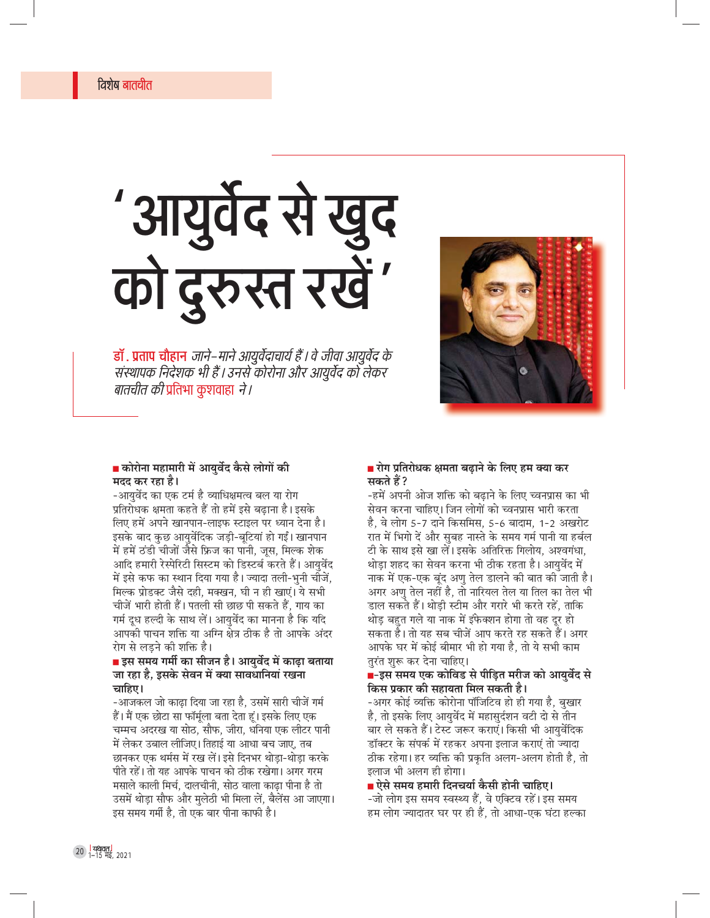विशेष बातचीत

# 'आयुर्वेद से खुद को दुरुस्त रखें'

*डॉ. प्रताप चौहान जाने-माने आयुर्वेदाचार्य हैं। वे जीवा आयुर्वेद के संस्थापक निदेशक भी हैं। उनसे कोरोना और आयुर्वेद को लेकर बातचीत की प्रतिभा कुशवाहा ने।*

**■ कोरोना महामारी में आयुर्वेद कैसे लोगों की मदद कर रहा है।**

-आयुर्वेद का एक टर्म है व्याधिक्षमत्व बल या रोग प्रतिरोधक क्षमता कहते हैं तो हमें इसे बढ़ाना है। इसके लिए हमें अपने खानपान-लाइफ स्टाइल पर ध्यान देना है। इसके बाद कुछ आयुर्वेदिक जड़ी-बूटियां हो गईं। खानपान में हमें ठंडी चीजों जैसे फ्रिज का पानी, जूस, मिल्क शेक आदि हमारी रेस्पेरिटी सिस्टम को डिस्टर्ब करते हैं। आयुर्वेद में इसे कफ का स्थान दिया गया है। ज्यादा तली-भुनी चीजें, मिल्क प्रोडक्ट जैसे दही, मक्खन, घी न ही खाएं। ये सभी चीजें भारी होती हैं। पतली सी छाछ पी सकते हैं, गाय का गर्म दूध हल्दी के साथ लें। आयुर्वेद का मानना है कि यदि आपकी पाचन शक्ति या अग्नि क्षेत्र ठीक है तो आपके अंदर रोग से लड़ने की शक्ति है।

**■ इस समय गर्मी का सीजन है। आयुर्वेद में काढ़ा बताया जा रहा है, इसके सेवन में क्या सावधानियां रखना चाहिए।**

-आजकल जो काढ़ा दिया जा रहा है, उसमें सारी चीजें गर्म हैं। मैं एक छोटा सा फॉर्मूला बता देता हूं। इसके लिए एक चम्मच अदरख या सोठ, सौफ, जीरा, धनिया एक लीटर पानी में लेकर उबाल लीजिए। तिहाई या आधा बच जाए, तब छानकर एक थर्मस में रख लें। इसे दिनभर थोड़ा-थोड़ा करके पीते रहें। तो यह आपके पाचन को ठीक रखेगा। अगर गरम मसाले काली मिर्च, दालचीनी, सोठ वाला काढ़ा पीना है तो उसमें थोड़ा सौफ और मुलेठी भी मिला लें, बैलेंस आ जाएगा। इस समय गर्मी है, तो एक बार पीना काफी है।

**■ रोग प्रतिरोधक क्षमता बढ़ाने के लिए हम क्या कर सकते हैं?**

-हमें अपनी ओज शक्ति को बढ़ाने के लिए च्वनप्रास का भी सेवन करना चाहिए। जिन लोगों को च्वनप्रास भारी करता है, वे लोग 5-7 दाने किसमिस, 5-6 बादाम, 1-2 अखरोट रात में भिगो दें और सुबह नास्ते के समय गर्म पानी या हर्बल टी के साथ इसे खा लें। इसके अतिरिक्त गिलोय, अश्वगंधा, थोड़ा शहद का सेवन करना भी ठीक रहता है। आयुर्वेद में नाक में एक-एक बूंद अणु तेल डालने की बात की जाती है। अगर अणु तेल नहीं है, तो नारियल तेल या तिल का तेल भी डाल सकते हैं। थोड़ी स्टीम और गरारे भी करते रहें, ताकि थोड़ बहुत गले या नाक में इंफेक्शन होगा तो वह दूर हो सकता है। तो यह सब चीजें आप करते रह सकते हैं। अगर आपके घर में कोई बीमार भी हो गया है, तो ये सभी काम तुरंत शुरू कर देना चाहिए।

**■-इस समय एक कोविड से पीड़ित मरीज को आयुर्वेद से किस प्रकार की सहायता मिल सकती है।**

-अगर कोई व्यक्ति कोरोना पॉजिटिव हो ही गया है, बुखार है, तो इसके लिए आयुर्वेद में महासुदर्शन वटी दो से तीन बार ले सकते हैं। टेस्ट जरूर कराएं। किसी भी आयुर्वेदिक डॉक्टर के संपर्क में रहकर अपना इलाज कराएं तो ज्यादा ठीक रहेगा। हर व्यक्ति की प्रकृति अलग-अलग होती है, तो इलाज भी अलग ही होगा।

**■ ऐसे समय हमारी दिनचर्या कैसी होनी चाहिए।**

-जो लोग इस समय स्वस्थ्य हैं, वे एक्टिव रहें। इस समय हम लोग ज्यादातर घर पर ही हैं, तो आधा-एक घंटा हल्का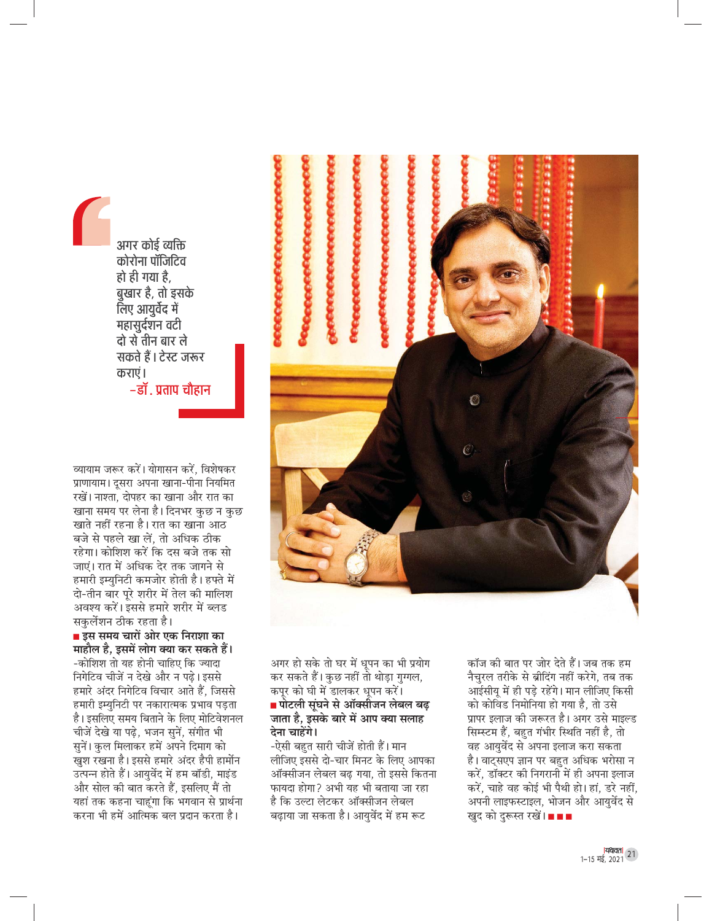> अगर कोई व्यक्ति कोरोना पॉजिटिव हो ही गया है, बुखार है, तो इसके लिए आयुर्वेद में महासुदर्शन वटी दो से तीन बार ले सकते हैं। टेस्ट जरूर कराएं।
>
> -डॉ. प्रताप चौहान

व्यायाम जरूर करें। योगासन करें, विशेषकर प्राणायाम। दूसरा अपना खाना-पीना नियमित रखें। नाश्ता, दोपहर का खाना और रात का खाना समय पर लेना है। दिनभर कुछ न कुछ खाते नहीं रहना है। रात का खाना आठ बजे से पहले खा लें, तो अधिक ठीक रहेगा। कोशिश करें कि दस बजे तक सो जाएं। रात में अधिक देर तक जागने से हमारी इम्युनिटी कमजोर होती है। हफ्ते में दो-तीन बार पूरे शरीर में तेल की मालिश अवश्य करें। इससे हमारे शरीर में ब्लड सकुर्लेशन ठीक रहता है।

**■ इस समय चारों ओर एक निराशा का माहौल है, इसमें लोग क्या कर सकते हैं।**

-कोशिश तो यह होनी चाहिए कि ज्यादा निगेटिव चीजें न देखे और न पढ़े। इससे हमारे अंदर निगेटिव विचार आते हैं, जिससे हमारी इम्युनिटी पर नकारात्मक प्रभाव पड़ता है। इसलिए समय बिताने के लिए मोटिवेशनल चीजें देखे या पढ़े, भजन सुनें, संगीत भी सुनें। कुल मिलाकर हमें अपने दिमाग को खुश रखना है। इससे हमारे अंदर हैपी हार्मोन उत्पन्न होते हैं। आयुर्वेद में हम बॉडी, माइंड और सोल की बात करते हैं, इसलिए मैं तो यहां तक कहना चाहूंगा कि भगवान से प्रार्थना करना भी हमें आत्मिक बल प्रदान करता है। अगर हो सके तो घर में धूपन का भी प्रयोग कर सकते हैं। कुछ नहीं तो थोड़ा गुग्गल, कपूर को घी में डालकर धूपन करें।

**■ पोटली सूंघने से ऑक्सीजन लेबल बढ़ जाता है, इसके बारे में आप क्या सलाह देना चाहेंगे।**

-ऐसी बहुत सारी चीजें होती हैं। मान लीजिए इससे दो-चार मिनट के लिए आपका ऑक्सीजन लेबल बढ़ गया, तो इससे कितना फायदा होगा? अभी यह भी बताया जा रहा है कि उल्टा लेटकर ऑक्सीजन लेबल बढ़ाया जा सकता है। आयुर्वेद में हम रूट कॉज की बात पर जोर देते हैं। जब तक हम नैचुरल तरीके से ब्रीदिंग नहीं करेंगे, तब तक आईसीयू में ही पड़े रहेंगे। मान लीजिए किसी को कोविड निमोनिया हो गया है, तो उसे प्रापर इलाज की जरूरत है। अगर उसे माइल्ड सिम्प्टम हैं, बहुत गंभीर स्थिति नहीं है, तो वह आयुर्वेद से अपना इलाज करा सकता है। वाट्सएप ज्ञान पर बहुत अधिक भरोसा न करें, डॉक्टर की निगरानी में ही अपना इलाज करें, चाहे वह कोई भी पैथी हो। हां, डरे नहीं, अपनी लाइफस्टाइल, भोजन और आयुर्वेद से खुद को दुरूस्त रखें। ■■■